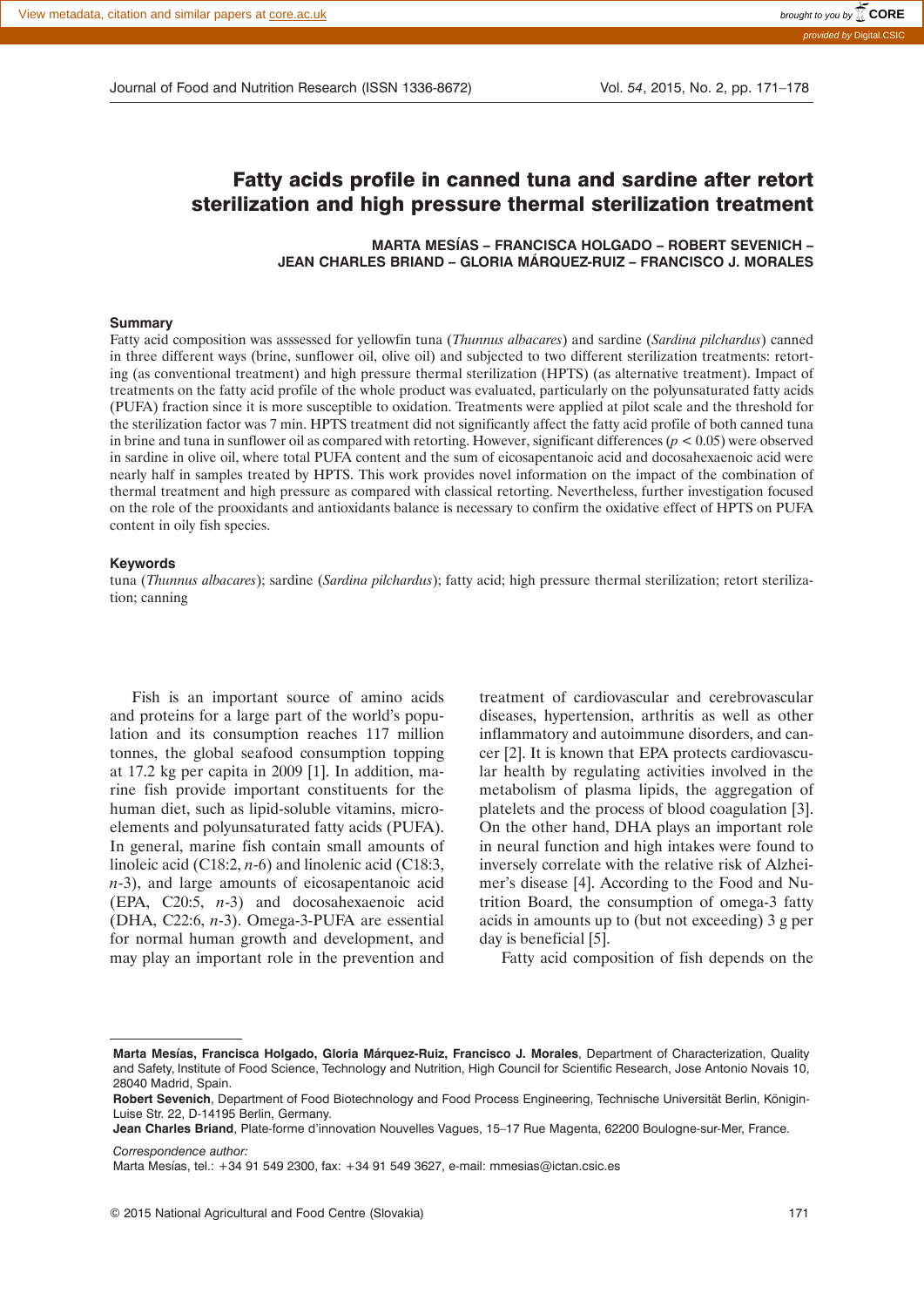# Fatty acids profile in canned tuna and sardine after retort sterilization and high pressure thermal sterilization treatment

**MARTA MESÍAS – FRANCISCA HOLGADO – ROBERT SEVENICH – JEAN CHARLES BRIAND – GLORIA MÁRQUEZ-RUIZ – FRANCISCO J. MORALES**

## Summary

Fatty acid composition was asssessed for yellowfin tuna (*Thunnus albacares*) and sardine (*Sardina pilchardus*) canned in three different ways (brine, sunflower oil, olive oil) and subjected to two different sterilization treatments: retorting (as conventional treatment) and high pressure thermal sterilization (HPTS) (as alternative treatment). Impact of treatments on the fatty acid profile of the whole product was evaluated, particularly on the polyunsaturated fatty acids (PUFA) fraction since it is more susceptible to oxidation. Treatments were applied at pilot scale and the threshold for the sterilization factor was 7 min. HPTS treatment did not significantly affect the fatty acid profile of both canned tuna in brine and tuna in sunflower oil as compared with retorting. However, significant differences ($p < 0.05$) were observed in sardine in olive oil, where total PUFA content and the sum of eicosapentanoic acid and docosahexaenoic acid were nearly half in samples treated by HPTS. This work provides novel information on the impact of the combination of thermal treatment and high pressure as compared with classical retorting. Nevertheless, further investigation focused on the role of the prooxidants and antioxidants balance is necessary to confirm the oxidative effect of HPTS on PUFA content in oily fish species.

## Keywords

tuna (*Thunnus albacares*); sardine (*Sardina pilchardus*); fatty acid; high pressure thermal sterilization; retort sterilization; canning

Fish is an important source of amino acids and proteins for a large part of the world's population and its consumption reaches 117 million tonnes, the global seafood consumption topping at 17.2 kg per capita in 2009 [1]. In addition, marine fish provide important constituents for the human diet, such as lipid-soluble vitamins, microelements and polyunsaturated fatty acids (PUFA). In general, marine fish contain small amounts of linoleic acid (C18:2, *n*-6) and linolenic acid (C18:3, *n*-3), and large amounts of eicosapentanoic acid (EPA, C20:5, *n*-3) and docosahexaenoic acid (DHA, C22:6, *n*-3). Omega-3-PUFA are essential for normal human growth and development, and may play an important role in the prevention and treatment of cardiovascular and cerebrovascular diseases, hypertension, arthritis as well as other inflammatory and autoimmune disorders, and cancer [2]. It is known that EPA protects cardiovascular health by regulating activities involved in the metabolism of plasma lipids, the aggregation of platelets and the process of blood coagulation [3]. On the other hand, DHA plays an important role in neural function and high intakes were found to inversely correlate with the relative risk of Alzheimer's disease [4]. According to the Food and Nutrition Board, the consumption of omega-3 fatty acids in amounts up to (but not exceeding) 3 g per day is beneficial [5].

Fatty acid composition of fish depends on the

---

**Marta Mesías, Francisca Holgado, Gloria Márquez-Ruiz, Francisco J. Morales**, Department of Characterization, Quality and Safety, Institute of Food Science, Technology and Nutrition, High Council for Scientific Research, Jose Antonio Novais 10, 28040 Madrid, Spain.

**Robert Sevenich**, Department of Food Biotechnology and Food Process Engineering, Technische Universität Berlin, Königin-Luise Str. 22, D-14195 Berlin, Germany.

**Jean Charles Briand**, Plate-forme d'innovation Nouvelles Vagues, 15–17 Rue Magenta, 62200 Boulogne-sur-Mer, France.

*Correspondence author:*
Marta Mesías, tel.: +34 91 549 2300, fax: +34 91 549 3627, e-mail: mmesias@ictan.csic.es

© 2015 National Agricultural and Food Centre (Slovakia)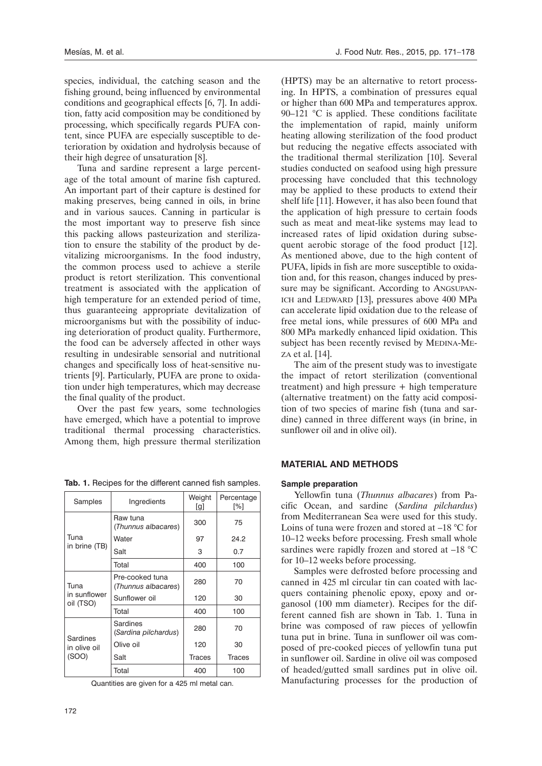species, individual, the catching season and the fishing ground, being influenced by environmental conditions and geographical effects [6, 7]. In addition, fatty acid composition may be conditioned by processing, which specifically regards PUFA content, since PUFA are especially susceptible to deterioration by oxidation and hydrolysis because of their high degree of unsaturation [8].

Tuna and sardine represent a large percentage of the total amount of marine fish captured. An important part of their capture is destined for making preserves, being canned in oils, in brine and in various sauces. Canning in particular is the most important way to preserve fish since this packing allows pasteurization and sterilization to ensure the stability of the product by devitalizing microorganisms. In the food industry, the common process used to achieve a sterile product is retort sterilization. This conventional treatment is associated with the application of high temperature for an extended period of time, thus guaranteeing appropriate devitalization of microorganisms but with the possibility of inducing deterioration of product quality. Furthermore, the food can be adversely affected in other ways resulting in undesirable sensorial and nutritional changes and specifically loss of heat-sensitive nutrients [9]. Particularly, PUFA are prone to oxidation under high temperatures, which may decrease the final quality of the product.

Over the past few years, some technologies have emerged, which have a potential to improve traditional thermal processing characteristics. Among them, high pressure thermal sterilization (HPTS) may be an alternative to retort processing. In HPTS, a combination of pressures equal or higher than 600 MPa and temperatures approx. 90–121 °C is applied. These conditions facilitate the implementation of rapid, mainly uniform heating allowing sterilization of the food product but reducing the negative effects associated with the traditional thermal sterilization [10]. Several studies conducted on seafood using high pressure processing have concluded that this technology may be applied to these products to extend their shelf life [11]. However, it has also been found that the application of high pressure to certain foods such as meat and meat-like systems may lead to increased rates of lipid oxidation during subsequent aerobic storage of the food product [12]. As mentioned above, due to the high content of PUFA, lipids in fish are more susceptible to oxidation and, for this reason, changes induced by pressure may be significant. According to Angsupanich and Ledward [13], pressures above 400 MPa can accelerate lipid oxidation due to the release of free metal ions, while pressures of 600 MPa and 800 MPa markedly enhanced lipid oxidation. This subject has been recently revised by Medina-Meza et al. [14].

The aim of the present study was to investigate the impact of retort sterilization (conventional treatment) and high pressure + high temperature (alternative treatment) on the fatty acid composition of two species of marine fish (tuna and sardine) canned in three different ways (in brine, in sunflower oil and in olive oil).

**Tab. 1.** Recipes for the different canned fish samples.

| Samples | Ingredients | Weight [g] | Percentage [%] |
|---|---|---|---|
| Tuna in brine (TB) | Raw tuna (*Thunnus albacares*) | 300 | 75 |
| | Water | 97 | 24.2 |
| | Salt | 3 | 0.7 |
| | Total | 400 | 100 |
| Tuna in sunflower oil (TSO) | Pre-cooked tuna (*Thunnus albacares*) | 280 | 70 |
| | Sunflower oil | 120 | 30 |
| | Total | 400 | 100 |
| Sardines in olive oil (SOO) | Sardines (*Sardina pilchardus*) | 280 | 70 |
| | Olive oil | 120 | 30 |
| | Salt | Traces | Traces |
| | Total | 400 | 100 |

Quantities are given for a 425 ml metal can.

## MATERIAL AND METHODS

### Sample preparation

Yellowfin tuna (*Thunnus albacares*) from Pacific Ocean, and sardine (*Sardina pilchardus*) from Mediterranean Sea were used for this study. Loins of tuna were frozen and stored at –18 °C for 10–12 weeks before processing. Fresh small whole sardines were rapidly frozen and stored at –18 °C for 10–12 weeks before processing.

Samples were defrosted before processing and canned in 425 ml circular tin can coated with lacquers containing phenolic epoxy, epoxy and organosol (100 mm diameter). Recipes for the different canned fish are shown in Tab. 1. Tuna in brine was composed of raw pieces of yellowfin tuna put in brine. Tuna in sunflower oil was composed of pre-cooked pieces of yellowfin tuna put in sunflower oil. Sardine in olive oil was composed of headed/gutted small sardines put in olive oil. Manufacturing processes for the production of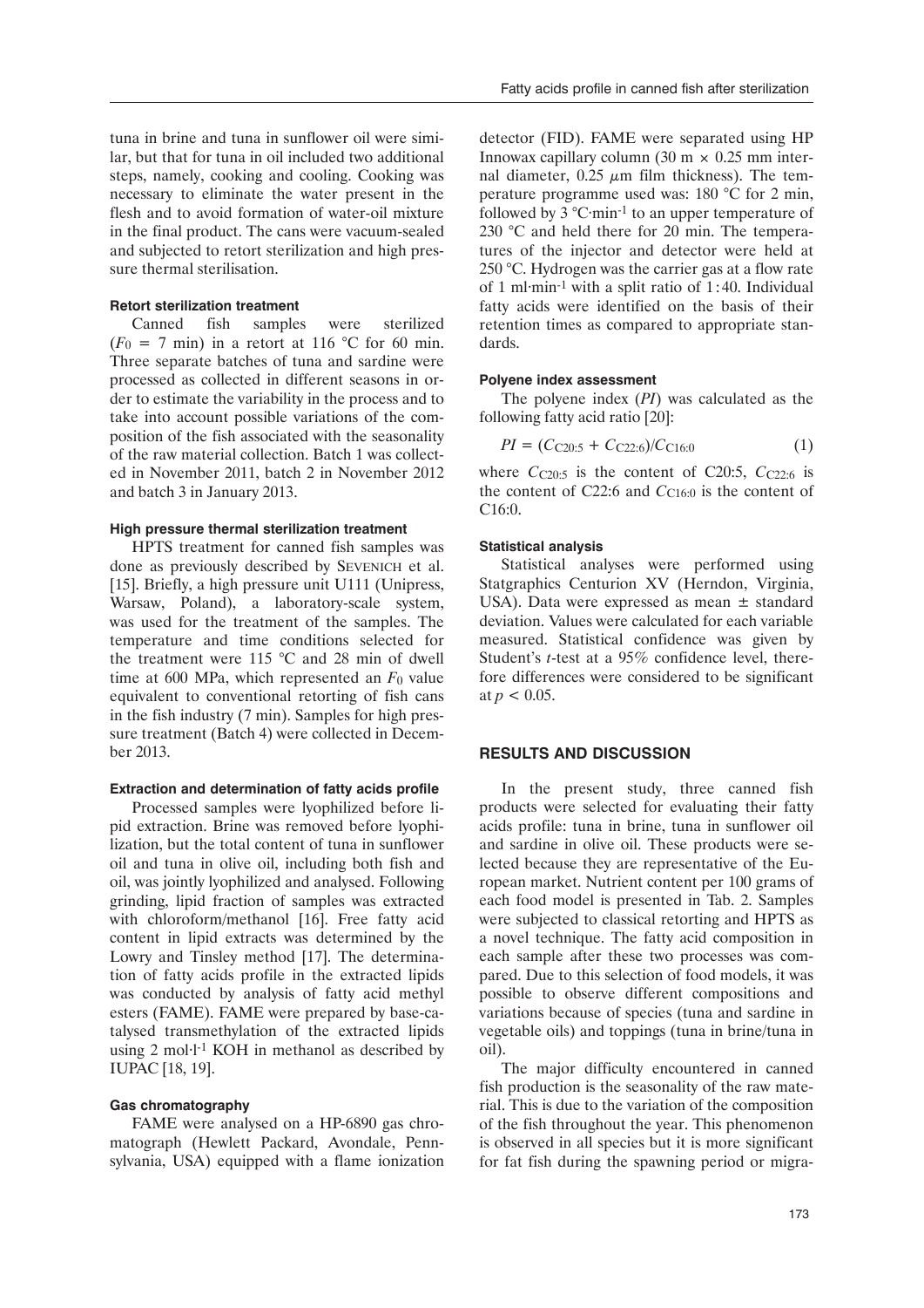tuna in brine and tuna in sunflower oil were similar, but that for tuna in oil included two additional steps, namely, cooking and cooling. Cooking was necessary to eliminate the water present in the flesh and to avoid formation of water-oil mixture in the final product. The cans were vacuum-sealed and subjected to retort sterilization and high pressure thermal sterilisation.

#### Retort sterilization treatment

Canned fish samples were sterilized ($F_0$ = 7 min) in a retort at 116 °C for 60 min. Three separate batches of tuna and sardine were processed as collected in different seasons in order to estimate the variability in the process and to take into account possible variations of the composition of the fish associated with the seasonality of the raw material collection. Batch 1 was collected in November 2011, batch 2 in November 2012 and batch 3 in January 2013.

#### High pressure thermal sterilization treatment

HPTS treatment for canned fish samples was done as previously described by SEVENICH et al. [15]. Briefly, a high pressure unit U111 (Unipress, Warsaw, Poland), a laboratory-scale system, was used for the treatment of the samples. The temperature and time conditions selected for the treatment were 115 °C and 28 min of dwell time at 600 MPa, which represented an $F_0$ value equivalent to conventional retorting of fish cans in the fish industry (7 min). Samples for high pressure treatment (Batch 4) were collected in December 2013.

#### Extraction and determination of fatty acids profile

Processed samples were lyophilized before lipid extraction. Brine was removed before lyophilization, but the total content of tuna in sunflower oil and tuna in olive oil, including both fish and oil, was jointly lyophilized and analysed. Following grinding, lipid fraction of samples was extracted with chloroform/methanol [16]. Free fatty acid content in lipid extracts was determined by the Lowry and Tinsley method [17]. The determination of fatty acids profile in the extracted lipids was conducted by analysis of fatty acid methyl esters (FAME). FAME were prepared by base-catalysed transmethylation of the extracted lipids using 2 mol·l$^{-1}$ KOH in methanol as described by IUPAC [18, 19].

#### Gas chromatography

FAME were analysed on a HP-6890 gas chromatograph (Hewlett Packard, Avondale, Pennsylvania, USA) equipped with a flame ionization detector (FID). FAME were separated using HP Innowax capillary column (30 m × 0.25 mm internal diameter, 0.25 $\mu$m film thickness). The temperature programme used was: 180 °C for 2 min, followed by 3 °C·min$^{-1}$ to an upper temperature of 230 °C and held there for 20 min. The temperatures of the injector and detector were held at 250 °C. Hydrogen was the carrier gas at a flow rate of 1 ml·min$^{-1}$ with a split ratio of 1 : 40. Individual fatty acids were identified on the basis of their retention times as compared to appropriate standards.

#### Polyene index assessment

The polyene index (*PI*) was calculated as the following fatty acid ratio [20]:

$$PI = (C_{C20:5} + C_{C22:6})/C_{C16:0} \tag{1}$$

where $C_{C20:5}$ is the content of C20:5, $C_{C22:6}$ is the content of C22:6 and $C_{C16:0}$ is the content of C16:0.

#### Statistical analysis

Statistical analyses were performed using Statgraphics Centurion XV (Herndon, Virginia, USA). Data were expressed as mean ± standard deviation. Values were calculated for each variable measured. Statistical confidence was given by Student's *t*-test at a 95% confidence level, therefore differences were considered to be significant at $p < 0.05$.

## RESULTS AND DISCUSSION

In the present study, three canned fish products were selected for evaluating their fatty acids profile: tuna in brine, tuna in sunflower oil and sardine in olive oil. These products were selected because they are representative of the European market. Nutrient content per 100 grams of each food model is presented in Tab. 2. Samples were subjected to classical retorting and HPTS as a novel technique. The fatty acid composition in each sample after these two processes was compared. Due to this selection of food models, it was possible to observe different compositions and variations because of species (tuna and sardine in vegetable oils) and toppings (tuna in brine/tuna in oil).

The major difficulty encountered in canned fish production is the seasonality of the raw material. This is due to the variation of the composition of the fish throughout the year. This phenomenon is observed in all species but it is more significant for fat fish during the spawning period or migra-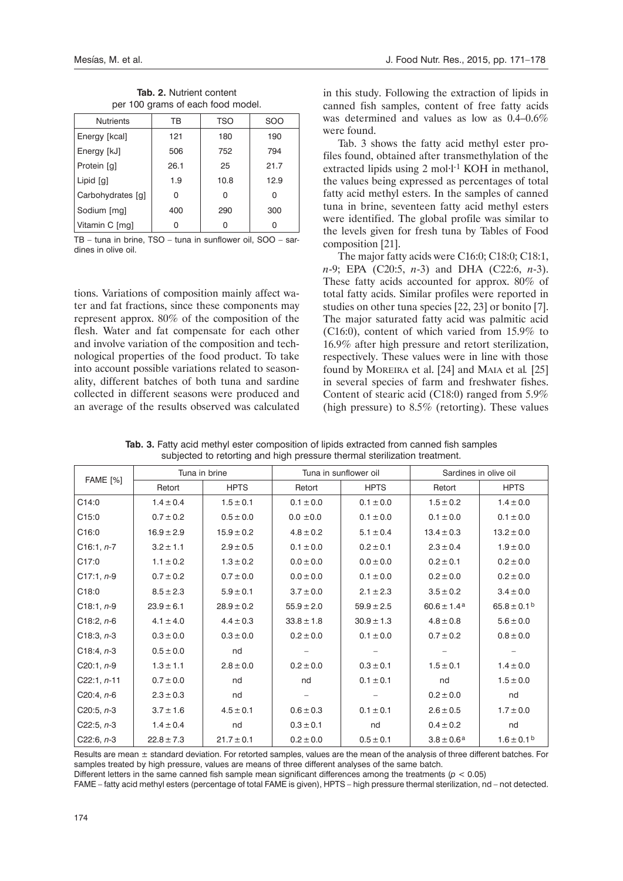**Tab. 2.** Nutrient content per 100 grams of each food model.

| Nutrients | TB | TSO | SOO |
|---|---|---|---|
| Energy [kcal] | 121 | 180 | 190 |
| Energy [kJ] | 506 | 752 | 794 |
| Protein [g] | 26.1 | 25 | 21.7 |
| Lipid [g] | 1.9 | 10.8 | 12.9 |
| Carbohydrates [g] | 0 | 0 | 0 |
| Sodium [mg] | 400 | 290 | 300 |
| Vitamin C [mg] | 0 | 0 | 0 |

TB – tuna in brine, TSO – tuna in sunflower oil, SOO – sardines in olive oil.

tions. Variations of composition mainly affect water and fat fractions, since these components may represent approx. 80% of the composition of the flesh. Water and fat compensate for each other and involve variation of the composition and technological properties of the food product. To take into account possible variations related to seasonality, different batches of both tuna and sardine collected in different seasons were produced and an average of the results observed was calculated in this study. Following the extraction of lipids in canned fish samples, content of free fatty acids was determined and values as low as 0.4–0.6% were found.

Tab. 3 shows the fatty acid methyl ester profiles found, obtained after transmethylation of the extracted lipids using 2 $mol \cdot l^{-1}$ KOH in methanol, the values being expressed as percentages of total fatty acid methyl esters. In the samples of canned tuna in brine, seventeen fatty acid methyl esters were identified. The global profile was similar to the levels given for fresh tuna by Tables of Food composition [21].

The major fatty acids were C16:0; C18:0; C18:1, *n*-9; EPA (C20:5, *n*-3) and DHA (C22:6, *n*-3). These fatty acids accounted for approx. 80% of total fatty acids. Similar profiles were reported in studies on other tuna species [22, 23] or bonito [7]. The major saturated fatty acid was palmitic acid (C16:0), content of which varied from 15.9% to 16.9% after high pressure and retort sterilization, respectively. These values were in line with those found by Moreira et al. [24] and Maia et al. [25] in several species of farm and freshwater fishes. Content of stearic acid (C18:0) ranged from 5.9% (high pressure) to 8.5% (retorting). These values

**Tab. 3.** Fatty acid methyl ester composition of lipids extracted from canned fish samples subjected to retorting and high pressure thermal sterilization treatment.

| FAME [%] | Tuna in brine | | Tuna in sunflower oil | | Sardines in olive oil | |
|---|---|---|---|---|---|---|
| | Retort | HPTS | Retort | HPTS | Retort | HPTS |
| C14:0 | 1.4 ± 0.4 | 1.5 ± 0.1 | 0.1 ± 0.0 | 0.1 ± 0.0 | 1.5 ± 0.2 | 1.4 ± 0.0 |
| C15:0 | 0.7 ± 0.2 | 0.5 ± 0.0 | 0.0 ± 0.0 | 0.1 ± 0.0 | 0.1 ± 0.0 | 0.1 ± 0.0 |
| C16:0 | 16.9 ± 2.9 | 15.9 ± 0.2 | 4.8 ± 0.2 | 5.1 ± 0.4 | 13.4 ± 0.3 | 13.2 ± 0.0 |
| C16:1, *n*-7 | 3.2 ± 1.1 | 2.9 ± 0.5 | 0.1 ± 0.0 | 0.2 ± 0.1 | 2.3 ± 0.4 | 1.9 ± 0.0 |
| C17:0 | 1.1 ± 0.2 | 1.3 ± 0.2 | 0.0 ± 0.0 | 0.0 ± 0.0 | 0.2 ± 0.1 | 0.2 ± 0.0 |
| C17:1, *n*-9 | 0.7 ± 0.2 | 0.7 ± 0.0 | 0.0 ± 0.0 | 0.1 ± 0.0 | 0.2 ± 0.0 | 0.2 ± 0.0 |
| C18:0 | 8.5 ± 2.3 | 5.9 ± 0.1 | 3.7 ± 0.0 | 2.1 ± 2.3 | 3.5 ± 0.2 | 3.4 ± 0.0 |
| C18:1, *n*-9 | 23.9 ± 6.1 | 28.9 ± 0.2 | 55.9 ± 2.0 | 59.9 ± 2.5 | 60.6 ± 1.4 [a] | 65.8 ± 0.1 [b] |
| C18:2, *n*-6 | 4.1 ± 4.0 | 4.4 ± 0.3 | 33.8 ± 1.8 | 30.9 ± 1.3 | 4.8 ± 0.8 | 5.6 ± 0.0 |
| C18:3, *n*-3 | 0.3 ± 0.0 | 0.3 ± 0.0 | 0.2 ± 0.0 | 0.1 ± 0.0 | 0.7 ± 0.2 | 0.8 ± 0.0 |
| C18:4, *n*-3 | 0.5 ± 0.0 | nd | – | – | – | – |
| C20:1, *n*-9 | 1.3 ± 1.1 | 2.8 ± 0.0 | 0.2 ± 0.0 | 0.3 ± 0.1 | 1.5 ± 0.1 | 1.4 ± 0.0 |
| C22:1, *n*-11 | 0.7 ± 0.0 | nd | nd | 0.1 ± 0.1 | nd | 1.5 ± 0.0 |
| C20:4, *n*-6 | 2.3 ± 0.3 | nd | – | – | 0.2 ± 0.0 | nd |
| C20:5, *n*-3 | 3.7 ± 1.6 | 4.5 ± 0.1 | 0.6 ± 0.3 | 0.1 ± 0.1 | 2.6 ± 0.5 | 1.7 ± 0.0 |
| C22:5, *n*-3 | 1.4 ± 0.4 | nd | 0.3 ± 0.1 | nd | 0.4 ± 0.2 | nd |
| C22:6, *n*-3 | 22.8 ± 7.3 | 21.7 ± 0.1 | 0.2 ± 0.0 | 0.5 ± 0.1 | 3.8 ± 0.6 [a] | 1.6 ± 0.1 [b] |

Results are mean ± standard deviation. For retorted samples, values are the mean of the analysis of three different batches. For samples treated by high pressure, values are means of three different analyses of the same batch.

Different letters in the same canned fish sample mean significant differences among the treatments ($p < 0.05$)

FAME – fatty acid methyl esters (percentage of total FAME is given), HPTS – high pressure thermal sterilization, nd – not detected.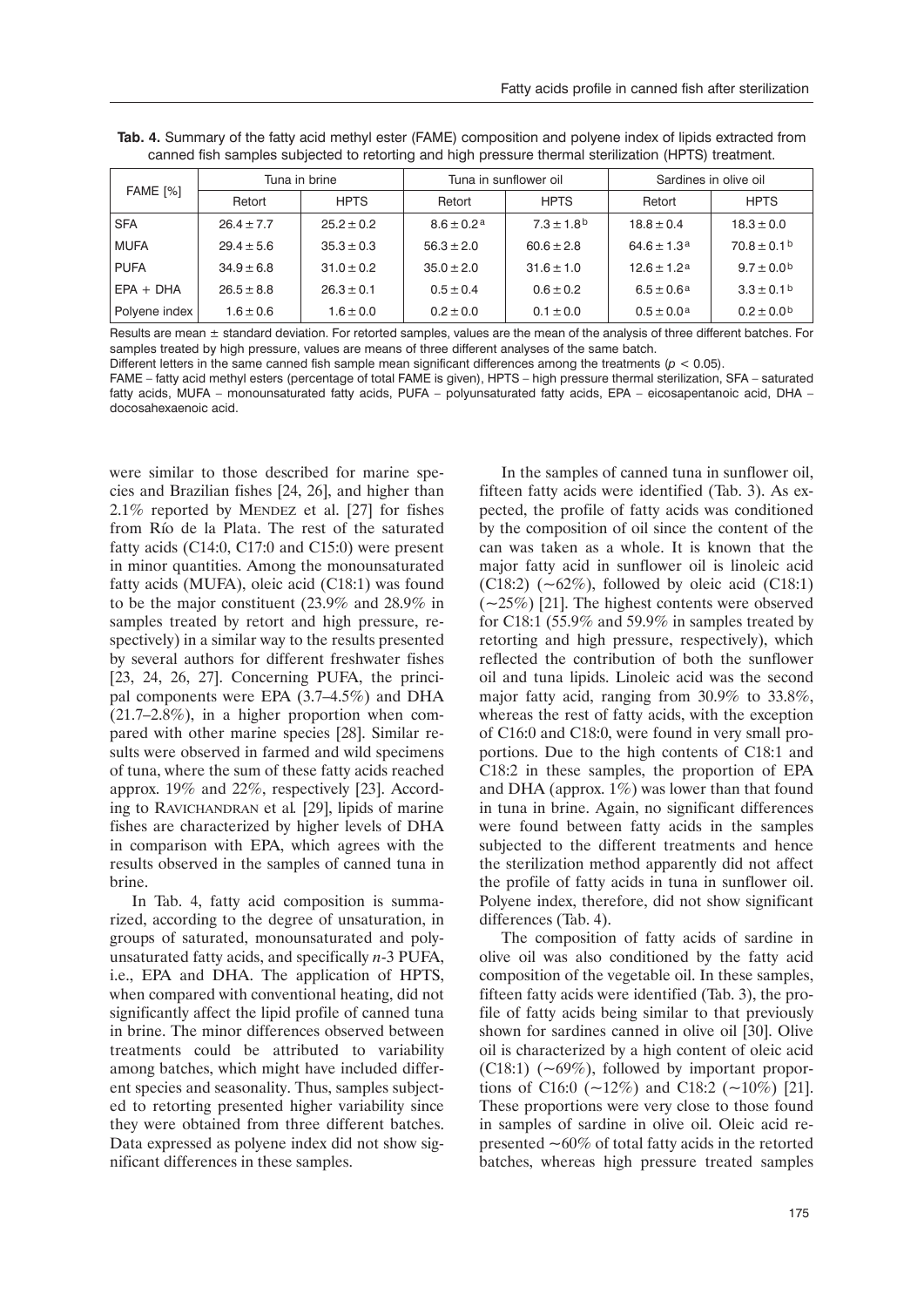**Tab. 4.** Summary of the fatty acid methyl ester (FAME) composition and polyene index of lipids extracted from canned fish samples subjected to retorting and high pressure thermal sterilization (HPTS) treatment.

| FAME [%] | Tuna in brine | | Tuna in sunflower oil | | Sardines in olive oil | |
|---|---|---|---|---|---|---|
| | Retort | HPTS | Retort | HPTS | Retort | HPTS |
| SFA | 26.4 ± 7.7 | 25.2 ± 0.2 | 8.6 ± 0.2 [a] | 7.3 ± 1.8 [b] | 18.8 ± 0.4 | 18.3 ± 0.0 |
| MUFA | 29.4 ± 5.6 | 35.3 ± 0.3 | 56.3 ± 2.0 | 60.6 ± 2.8 | 64.6 ± 1.3 [a] | 70.8 ± 0.1 [b] |
| PUFA | 34.9 ± 6.8 | 31.0 ± 0.2 | 35.0 ± 2.0 | 31.6 ± 1.0 | 12.6 ± 1.2 [a] | 9.7 ± 0.0 [b] |
| EPA + DHA | 26.5 ± 8.8 | 26.3 ± 0.1 | 0.5 ± 0.4 | 0.6 ± 0.2 | 6.5 ± 0.6 [a] | 3.3 ± 0.1 [b] |
| Polyene index | 1.6 ± 0.6 | 1.6 ± 0.0 | 0.2 ± 0.0 | 0.1 ± 0.0 | 0.5 ± 0.0 [a] | 0.2 ± 0.0 [b] |

Results are mean ± standard deviation. For retorted samples, values are the mean of the analysis of three different batches. For samples treated by high pressure, values are means of three different analyses of the same batch.

Different letters in the same canned fish sample mean significant differences among the treatments ($p < 0.05$).

FAME – fatty acid methyl esters (percentage of total FAME is given), HPTS – high pressure thermal sterilization, SFA – saturated fatty acids, MUFA – monounsaturated fatty acids, PUFA – polyunsaturated fatty acids, EPA – eicosapentanoic acid, DHA – docosahexaenoic acid.

were similar to those described for marine species and Brazilian fishes [24, 26], and higher than 2.1% reported by Mendez et al. [27] for fishes from Río de la Plata. The rest of the saturated fatty acids (C14:0, C17:0 and C15:0) were present in minor quantities. Among the monounsaturated fatty acids (MUFA), oleic acid (C18:1) was found to be the major constituent (23.9% and 28.9% in samples treated by retort and high pressure, respectively) in a similar way to the results presented by several authors for different freshwater fishes [23, 24, 26, 27]. Concerning PUFA, the principal components were EPA (3.7–4.5%) and DHA (21.7–2.8%), in a higher proportion when compared with other marine species [28]. Similar results were observed in farmed and wild specimens of tuna, where the sum of these fatty acids reached approx. 19% and 22%, respectively [23]. According to Ravichandran et al. [29], lipids of marine fishes are characterized by higher levels of DHA in comparison with EPA, which agrees with the results observed in the samples of canned tuna in brine.

In Tab. 4, fatty acid composition is summarized, according to the degree of unsaturation, in groups of saturated, monounsaturated and polyunsaturated fatty acids, and specifically *n*-3 PUFA, i.e., EPA and DHA. The application of HPTS, when compared with conventional heating, did not significantly affect the lipid profile of canned tuna in brine. The minor differences observed between treatments could be attributed to variability among batches, which might have included different species and seasonality. Thus, samples subjected to retorting presented higher variability since they were obtained from three different batches. Data expressed as polyene index did not show significant differences in these samples.

In the samples of canned tuna in sunflower oil, fifteen fatty acids were identified (Tab. 3). As expected, the profile of fatty acids was conditioned by the composition of oil since the content of the can was taken as a whole. It is known that the major fatty acid in sunflower oil is linoleic acid (C18:2) (~62%), followed by oleic acid (C18:1) (~25%) [21]. The highest contents were observed for C18:1 (55.9% and 59.9% in samples treated by retorting and high pressure, respectively), which reflected the contribution of both the sunflower oil and tuna lipids. Linoleic acid was the second major fatty acid, ranging from 30.9% to 33.8%, whereas the rest of fatty acids, with the exception of C16:0 and C18:0, were found in very small proportions. Due to the high contents of C18:1 and C18:2 in these samples, the proportion of EPA and DHA (approx. 1%) was lower than that found in tuna in brine. Again, no significant differences were found between fatty acids in the samples subjected to the different treatments and hence the sterilization method apparently did not affect the profile of fatty acids in tuna in sunflower oil. Polyene index, therefore, did not show significant differences (Tab. 4).

The composition of fatty acids of sardine in olive oil was also conditioned by the fatty acid composition of the vegetable oil. In these samples, fifteen fatty acids were identified (Tab. 3), the profile of fatty acids being similar to that previously shown for sardines canned in olive oil [30]. Olive oil is characterized by a high content of oleic acid (C18:1) (~69%), followed by important proportions of C16:0 (~12%) and C18:2 (~10%) [21]. These proportions were very close to those found in samples of sardine in olive oil. Oleic acid represented ~60% of total fatty acids in the retorted batches, whereas high pressure treated samples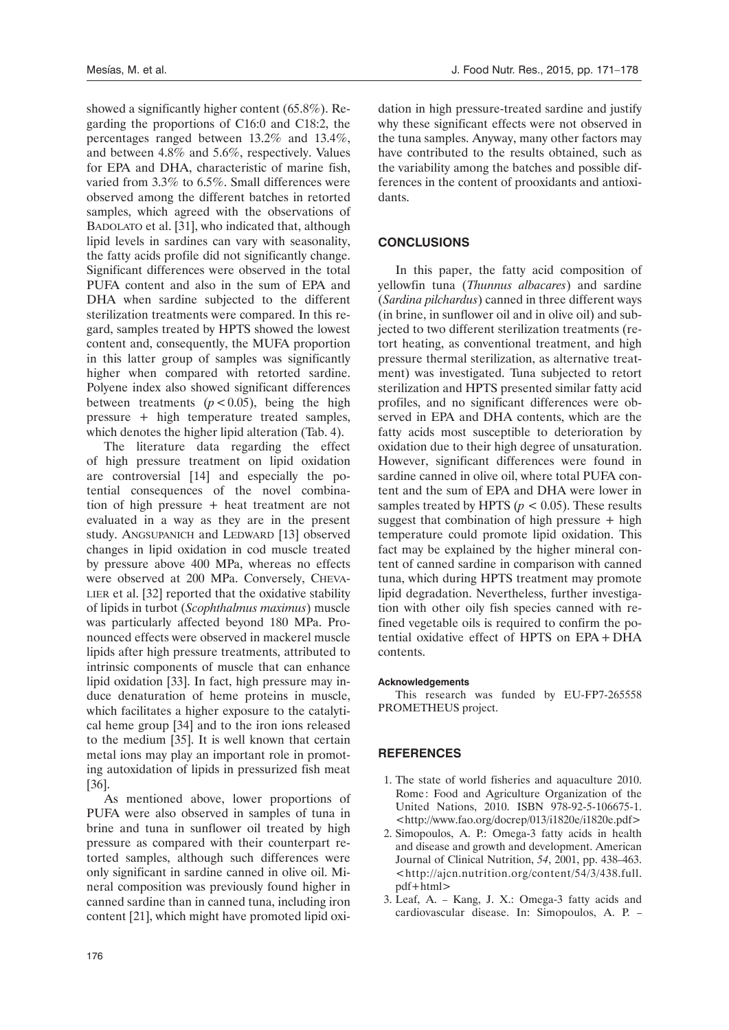showed a significantly higher content (65.8%). Regarding the proportions of C16:0 and C18:2, the percentages ranged between 13.2% and 13.4%, and between 4.8% and 5.6%, respectively. Values for EPA and DHA, characteristic of marine fish, varied from 3.3% to 6.5%. Small differences were observed among the different batches in retorted samples, which agreed with the observations of BADOLATO et al. [31], who indicated that, although lipid levels in sardines can vary with seasonality, the fatty acids profile did not significantly change. Significant differences were observed in the total PUFA content and also in the sum of EPA and DHA when sardine subjected to the different sterilization treatments were compared. In this regard, samples treated by HPTS showed the lowest content and, consequently, the MUFA proportion in this latter group of samples was significantly higher when compared with retorted sardine. Polyene index also showed significant differences between treatments ($p < 0.05$), being the high pressure + high temperature treated samples, which denotes the higher lipid alteration (Tab. 4).

The literature data regarding the effect of high pressure treatment on lipid oxidation are controversial [14] and especially the potential consequences of the novel combination of high pressure + heat treatment are not evaluated in a way as they are in the present study. ANGSUPANICH and LEDWARD [13] observed changes in lipid oxidation in cod muscle treated by pressure above 400 MPa, whereas no effects were observed at 200 MPa. Conversely, CHEVALIER et al. [32] reported that the oxidative stability of lipids in turbot (*Scophthalmus maximus*) muscle was particularly affected beyond 180 MPa. Pronounced effects were observed in mackerel muscle lipids after high pressure treatments, attributed to intrinsic components of muscle that can enhance lipid oxidation [33]. In fact, high pressure may induce denaturation of heme proteins in muscle, which facilitates a higher exposure to the catalytical heme group [34] and to the iron ions released to the medium [35]. It is well known that certain metal ions may play an important role in promoting autoxidation of lipids in pressurized fish meat [36].

As mentioned above, lower proportions of PUFA were also observed in samples of tuna in brine and tuna in sunflower oil treated by high pressure as compared with their counterpart retorted samples, although such differences were only significant in sardine canned in olive oil. Mineral composition was previously found higher in canned sardine than in canned tuna, including iron content [21], which might have promoted lipid oxidation in high pressure-treated sardine and justify why these significant effects were not observed in the tuna samples. Anyway, many other factors may have contributed to the results obtained, such as the variability among the batches and possible differences in the content of prooxidants and antioxidants.

## CONCLUSIONS

In this paper, the fatty acid composition of yellowfin tuna (*Thunnus albacares*) and sardine (*Sardina pilchardus*) canned in three different ways (in brine, in sunflower oil and in olive oil) and subjected to two different sterilization treatments (retort heating, as conventional treatment, and high pressure thermal sterilization, as alternative treatment) was investigated. Tuna subjected to retort sterilization and HPTS presented similar fatty acid profiles, and no significant differences were observed in EPA and DHA contents, which are the fatty acids most susceptible to deterioration by oxidation due to their high degree of unsaturation. However, significant differences were found in sardine canned in olive oil, where total PUFA content and the sum of EPA and DHA were lower in samples treated by HPTS ($p < 0.05$). These results suggest that combination of high pressure + high temperature could promote lipid oxidation. This fact may be explained by the higher mineral content of canned sardine in comparison with canned tuna, which during HPTS treatment may promote lipid degradation. Nevertheless, further investigation with other oily fish species canned with refined vegetable oils is required to confirm the potential oxidative effect of HPTS on EPA + DHA contents.

#### Acknowledgements

This research was funded by EU-FP7-265558 PROMETHEUS project.

## REFERENCES

1. The state of world fisheries and aquaculture 2010. Rome: Food and Agriculture Organization of the United Nations, 2010. ISBN 978-92-5-106675-1. <http://www.fao.org/docrep/013/i1820e/i1820e.pdf>
2. Simopoulos, A. P.: Omega-3 fatty acids in health and disease and growth and development. American Journal of Clinical Nutrition, *54*, 2001, pp. 438–463. <http://ajcn.nutrition.org/content/54/3/438.full.pdf+html>
3. Leaf, A. – Kang, J. X.: Omega-3 fatty acids and cardiovascular disease. In: Simopoulos, A. P. –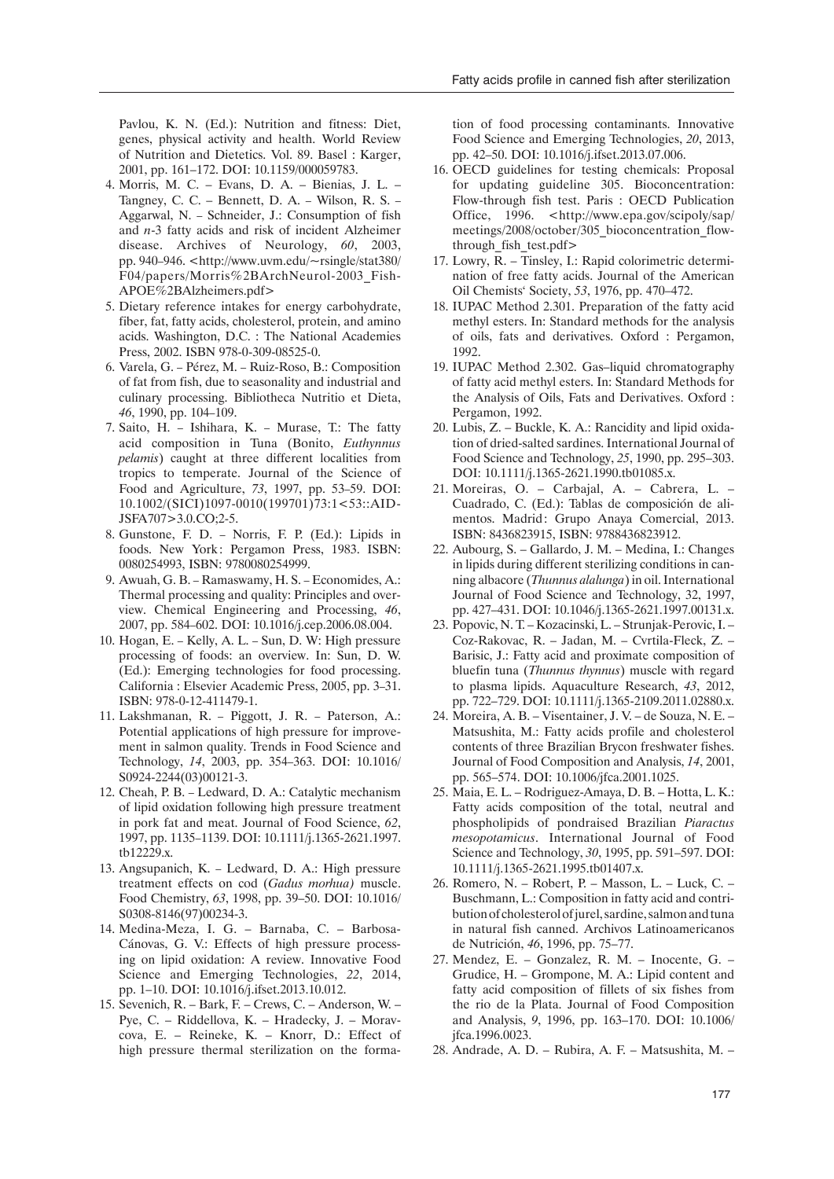Pavlou, K. N. (Ed.): Nutrition and fitness: Diet, genes, physical activity and health. World Review of Nutrition and Dietetics. Vol. 89. Basel : Karger, 2001, pp. 161–172. DOI: 10.1159/000059783.

4. Morris, M. C. – Evans, D. A. – Bienias, J. L. – Tangney, C. C. – Bennett, D. A. – Wilson, R. S. – Aggarwal, N. – Schneider, J.: Consumption of fish and *n*-3 fatty acids and risk of incident Alzheimer disease. Archives of Neurology, *60*, 2003, pp. 940–946. <http://www.uvm.edu/~rsingle/stat380/F04/papers/Morris%2BArchNeurol-2003_Fish-APOE%2BAlzheimers.pdf>
5. Dietary reference intakes for energy carbohydrate, fiber, fat, fatty acids, cholesterol, protein, and amino acids. Washington, D.C. : The National Academies Press, 2002. ISBN 978-0-309-08525-0.
6. Varela, G. – Pérez, M. – Ruiz-Roso, B.: Composition of fat from fish, due to seasonality and industrial and culinary processing. Bibliotheca Nutritio et Dieta, *46*, 1990, pp. 104–109.
7. Saito, H. – Ishihara, K. – Murase, T.: The fatty acid composition in Tuna (Bonito, *Euthynnus pelamis*) caught at three different localities from tropics to temperate. Journal of the Science of Food and Agriculture, *73*, 1997, pp. 53–59. DOI: 10.1002/(SICI)1097-0010(199701)73:1<53::AID-JSFA707>3.0.CO;2-5.
8. Gunstone, F. D. – Norris, F. P. (Ed.): Lipids in foods. New York : Pergamon Press, 1983. ISBN: 0080254993, ISBN: 9780080254999.
9. Awuah, G. B. – Ramaswamy, H. S. – Economides, A.: Thermal processing and quality: Principles and overview. Chemical Engineering and Processing, *46*, 2007, pp. 584–602. DOI: 10.1016/j.cep.2006.08.004.
10. Hogan, E. – Kelly, A. L. – Sun, D. W: High pressure processing of foods: an overview. In: Sun, D. W. (Ed.): Emerging technologies for food processing. California : Elsevier Academic Press, 2005, pp. 3–31. ISBN: 978-0-12-411479-1.
11. Lakshmanan, R. – Piggott, J. R. – Paterson, A.: Potential applications of high pressure for improvement in salmon quality. Trends in Food Science and Technology, *14*, 2003, pp. 354–363. DOI: 10.1016/S0924-2244(03)00121-3.
12. Cheah, P. B. – Ledward, D. A.: Catalytic mechanism of lipid oxidation following high pressure treatment in pork fat and meat. Journal of Food Science, *62*, 1997, pp. 1135–1139. DOI: 10.1111/j.1365-2621.1997.tb12229.x.
13. Angsupanich, K. – Ledward, D. A.: High pressure treatment effects on cod (*Gadus morhua)* muscle. Food Chemistry, *63*, 1998, pp. 39–50. DOI: 10.1016/S0308-8146(97)00234-3.
14. Medina-Meza, I. G. – Barnaba, C. – Barbosa-Cánovas, G. V.: Effects of high pressure processing on lipid oxidation: A review. Innovative Food Science and Emerging Technologies, *22*, 2014, pp. 1–10. DOI: 10.1016/j.ifset.2013.10.012.
15. Sevenich, R. – Bark, F. – Crews, C. – Anderson, W. – Pye, C. – Riddellova, K. – Hradecky, J. – Moravcova, E. – Reineke, K. – Knorr, D.: Effect of high pressure thermal sterilization on the formation of food processing contaminants. Innovative Food Science and Emerging Technologies, *20*, 2013, pp. 42–50. DOI: 10.1016/j.ifset.2013.07.006.
16. OECD guidelines for testing chemicals: Proposal for updating guideline 305. Bioconcentration: Flow-through fish test. Paris : OECD Publication Office, 1996. <http://www.epa.gov/scipoly/sap/meetings/2008/october/305_bioconcentration_flow-through_fish_test.pdf>
17. Lowry, R. – Tinsley, I.: Rapid colorimetric determination of free fatty acids. Journal of the American Oil Chemists' Society, *53*, 1976, pp. 470–472.
18. IUPAC Method 2.301. Preparation of the fatty acid methyl esters. In: Standard methods for the analysis of oils, fats and derivatives. Oxford : Pergamon, 1992.
19. IUPAC Method 2.302. Gas–liquid chromatography of fatty acid methyl esters. In: Standard Methods for the Analysis of Oils, Fats and Derivatives. Oxford : Pergamon, 1992.
20. Lubis, Z. – Buckle, K. A.: Rancidity and lipid oxidation of dried-salted sardines. International Journal of Food Science and Technology, *25*, 1990, pp. 295–303. DOI: 10.1111/j.1365-2621.1990.tb01085.x.
21. Moreiras, O. – Carbajal, A. – Cabrera, L. – Cuadrado, C. (Ed.): Tablas de composición de alimentos. Madrid : Grupo Anaya Comercial, 2013. ISBN: 8436823915, ISBN: 9788436823912.
22. Aubourg, S. – Gallardo, J. M. – Medina, I.: Changes in lipids during different sterilizing conditions in canning albacore (*Thunnus alalunga*) in oil. International Journal of Food Science and Technology, 32, 1997, pp. 427–431. DOI: 10.1046/j.1365-2621.1997.00131.x.
23. Popovic, N. T. – Kozacinski, L. – Strunjak-Perovic, I. – Coz-Rakovac, R. – Jadan, M. – Cvrtila-Fleck, Z. – Barisic, J.: Fatty acid and proximate composition of bluefin tuna (*Thunnus thynnus*) muscle with regard to plasma lipids. Aquaculture Research, *43*, 2012, pp. 722–729. DOI: 10.1111/j.1365-2109.2011.02880.x.
24. Moreira, A. B. – Visentainer, J. V. – de Souza, N. E. – Matsushita, M.: Fatty acids profile and cholesterol contents of three Brazilian Brycon freshwater fishes. Journal of Food Composition and Analysis, *14*, 2001, pp. 565–574. DOI: 10.1006/jfca.2001.1025.
25. Maia, E. L. – Rodriguez-Amaya, D. B. – Hotta, L. K.: Fatty acids composition of the total, neutral and phospholipids of pondraised Brazilian *Piaractus mesopotamicus*. International Journal of Food Science and Technology, *30*, 1995, pp. 591–597. DOI: 10.1111/j.1365-2621.1995.tb01407.x.
26. Romero, N. – Robert, P. – Masson, L. – Luck, C. – Buschmann, L.: Composition in fatty acid and contribution of cholesterol of jurel, sardine, salmon and tuna in natural fish canned. Archivos Latinoamericanos de Nutrición, *46*, 1996, pp. 75–77.
27. Mendez, E. – Gonzalez, R. M. – Inocente, G. – Grudice, H. – Grompone, M. A.: Lipid content and fatty acid composition of fillets of six fishes from the rio de la Plata. Journal of Food Composition and Analysis, *9*, 1996, pp. 163–170. DOI: 10.1006/jfca.1996.0023.
28. Andrade, A. D. – Rubira, A. F. – Matsushita, M. –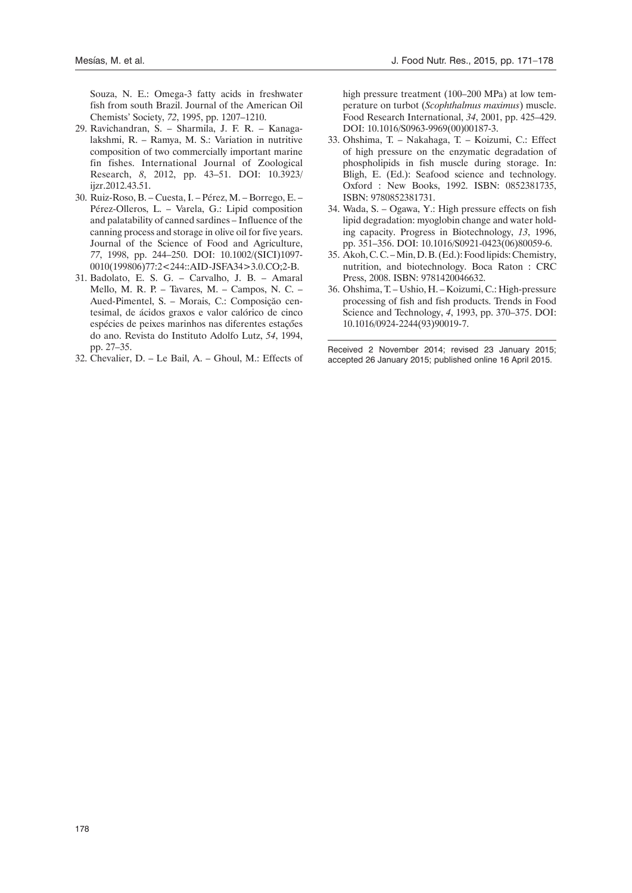Souza, N. E.: Omega-3 fatty acids in freshwater fish from south Brazil. Journal of the American Oil Chemists' Society, *72*, 1995, pp. 1207–1210.

29. Ravichandran, S. – Sharmila, J. F. R. – Kanagalakshmi, R. – Ramya, M. S.: Variation in nutritive composition of two commercially important marine fin fishes. International Journal of Zoological Research, *8*, 2012, pp. 43–51. DOI: 10.3923/ijzr.2012.43.51.
30. Ruiz-Roso, B. – Cuesta, I. – Pérez, M. – Borrego, E. – Pérez-Olleros, L. – Varela, G.: Lipid composition and palatability of canned sardines – Influence of the canning process and storage in olive oil for five years. Journal of the Science of Food and Agriculture, *77*, 1998, pp. 244–250. DOI: 10.1002/(SICI)1097-0010(199806)77:2<244::AID-JSFA34>3.0.CO;2-B.
31. Badolato, E. S. G. – Carvalho, J. B. – Amaral Mello, M. R. P. – Tavares, M. – Campos, N. C. – Aued-Pimentel, S. – Morais, C.: Composição centesimal, de ácidos graxos e valor calórico de cinco espécies de peixes marinhos nas diferentes estações do ano. Revista do Instituto Adolfo Lutz, *54*, 1994, pp. 27–35.
32. Chevalier, D. – Le Bail, A. – Ghoul, M.: Effects of high pressure treatment (100–200 MPa) at low temperature on turbot (*Scophthalmus maximus*) muscle. Food Research International, *34*, 2001, pp. 425–429. DOI: 10.1016/S0963-9969(00)00187-3.
33. Ohshima, T. – Nakahaga, T. – Koizumi, C.: Effect of high pressure on the enzymatic degradation of phospholipids in fish muscle during storage. In: Bligh, E. (Ed.): Seafood science and technology. Oxford : New Books, 1992. ISBN: 0852381735, ISBN: 9780852381731.
34. Wada, S. – Ogawa, Y.: High pressure effects on fish lipid degradation: myoglobin change and water holding capacity. Progress in Biotechnology, *13*, 1996, pp. 351–356. DOI: 10.1016/S0921-0423(06)80059-6.
35. Akoh, C. C. – Min, D. B. (Ed.): Food lipids: Chemistry, nutrition, and biotechnology. Boca Raton : CRC Press, 2008. ISBN: 9781420046632.
36. Ohshima, T. – Ushio, H. – Koizumi, C.: High-pressure processing of fish and fish products. Trends in Food Science and Technology, *4*, 1993, pp. 370–375. DOI: 10.1016/0924-2244(93)90019-7.

Received 2 November 2014; revised 23 January 2015; accepted 26 January 2015; published online 16 April 2015.